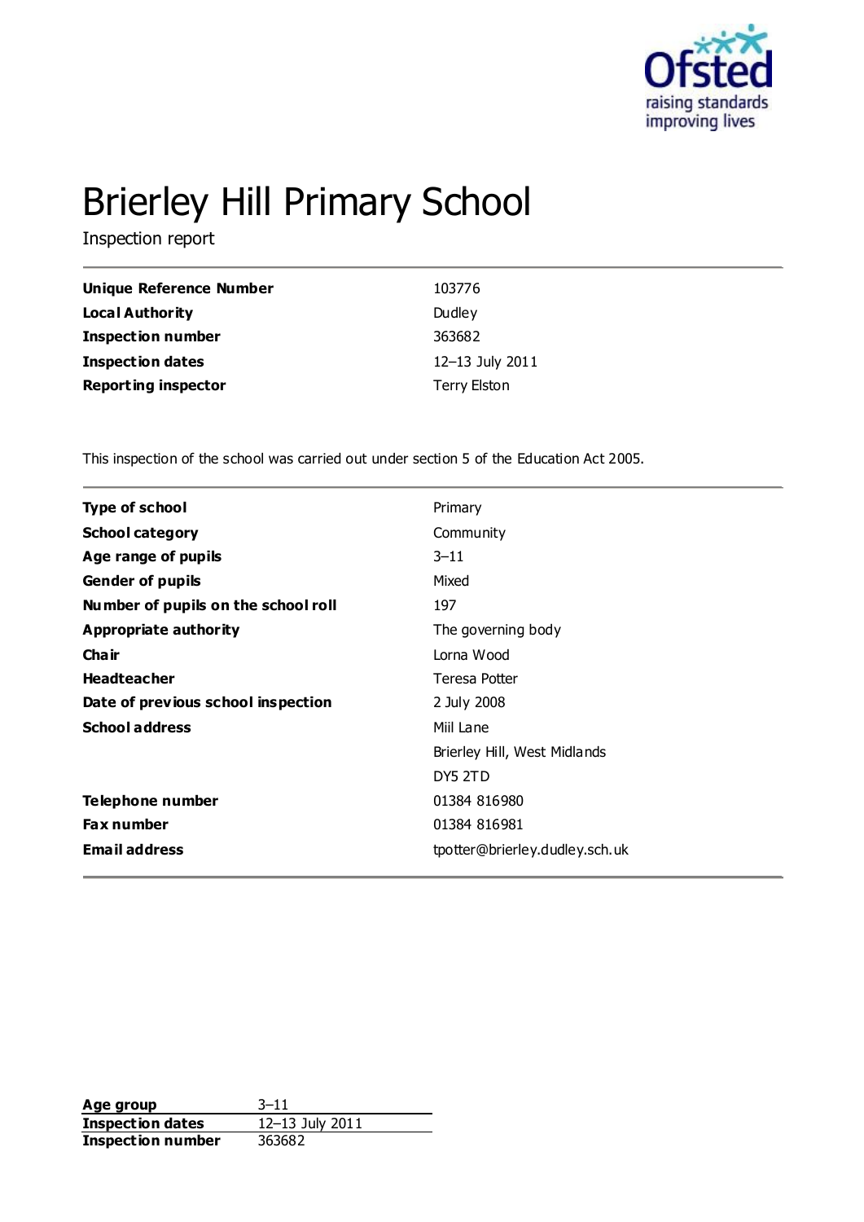# Brierley Hill Primary School

Inspection report

| | |
|---|---|
| **Unique Reference Number** | 103776 |
| **Local Authority** | Dudley |
| **Inspection number** | 363682 |
| **Inspection dates** | 12–13 July 2011 |
| **Reporting inspector** | Terry Elston |

This inspection of the school was carried out under section 5 of the Education Act 2005.

| | |
|---|---|
| **Type of school** | Primary |
| **School category** | Community |
| **Age range of pupils** | 3–11 |
| **Gender of pupils** | Mixed |
| **Number of pupils on the school roll** | 197 |
| **Appropriate authority** | The governing body |
| **Chair** | Lorna Wood |
| **Headteacher** | Teresa Potter |
| **Date of previous school inspection** | 2 July 2008 |
| **School address** | Miil Lane<br>Brierley Hill, West Midlands<br>DY5 2TD |
| **Telephone number** | 01384 816980 |
| **Fax number** | 01384 816981 |
| **Email address** | tpotter@brierley.dudley.sch.uk |

| | |
|---|---|
| **Age group** | 3–11 |
| **Inspection dates** | 12–13 July 2011 |
| **Inspection number** | 363682 |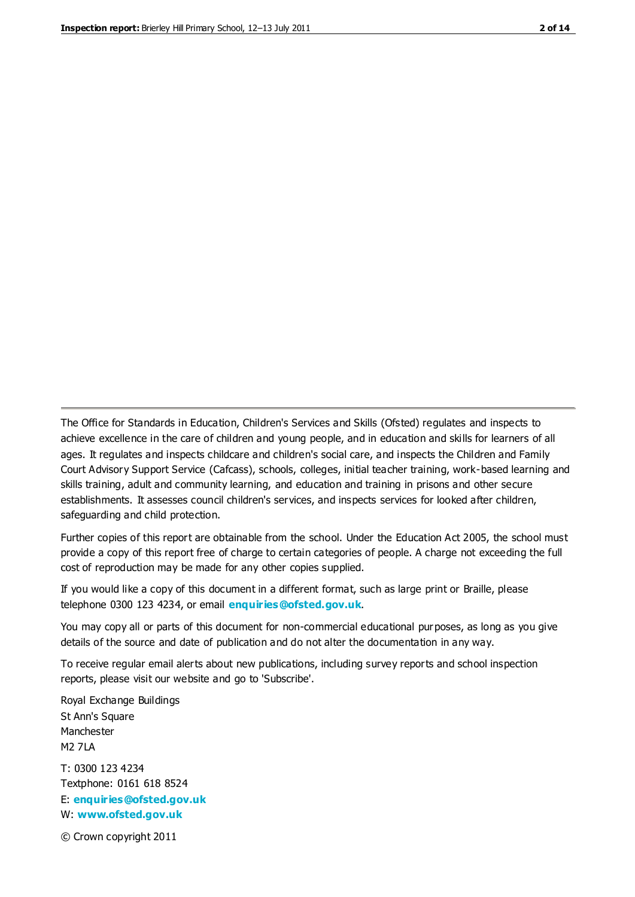The Office for Standards in Education, Children's Services and Skills (Ofsted) regulates and inspects to achieve excellence in the care of children and young people, and in education and skills for learners of all ages. It regulates and inspects childcare and children's social care, and inspects the Children and Family Court Advisory Support Service (Cafcass), schools, colleges, initial teacher training, work-based learning and skills training, adult and community learning, and education and training in prisons and other secure establishments. It assesses council children's services, and inspects services for looked after children, safeguarding and child protection.

Further copies of this report are obtainable from the school. Under the Education Act 2005, the school must provide a copy of this report free of charge to certain categories of people. A charge not exceeding the full cost of reproduction may be made for any other copies supplied.

If you would like a copy of this document in a different format, such as large print or Braille, please telephone 0300 123 4234, or email **enquiries@ofsted.gov.uk**.

You may copy all or parts of this document for non-commercial educational purposes, as long as you give details of the source and date of publication and do not alter the documentation in any way.

To receive regular email alerts about new publications, including survey reports and school inspection reports, please visit our website and go to 'Subscribe'.

Royal Exchange Buildings
St Ann's Square
Manchester
M2 7LA

T: 0300 123 4234
Textphone: 0161 618 8524
E: **enquiries@ofsted.gov.uk**
W: **www.ofsted.gov.uk**

© Crown copyright 2011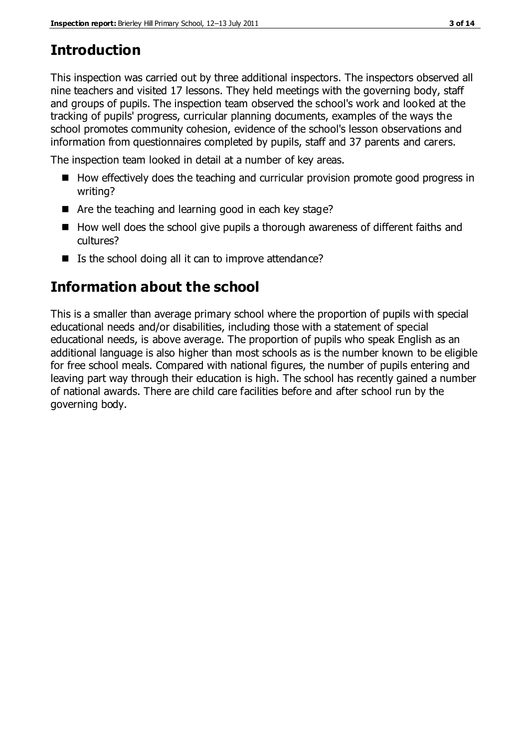## Introduction

This inspection was carried out by three additional inspectors. The inspectors observed all nine teachers and visited 17 lessons. They held meetings with the governing body, staff and groups of pupils. The inspection team observed the school's work and looked at the tracking of pupils' progress, curricular planning documents, examples of the ways the school promotes community cohesion, evidence of the school's lesson observations and information from questionnaires completed by pupils, staff and 37 parents and carers.

The inspection team looked in detail at a number of key areas.

- How effectively does the teaching and curricular provision promote good progress in writing?
- Are the teaching and learning good in each key stage?
- How well does the school give pupils a thorough awareness of different faiths and cultures?
- Is the school doing all it can to improve attendance?

## Information about the school

This is a smaller than average primary school where the proportion of pupils with special educational needs and/or disabilities, including those with a statement of special educational needs, is above average. The proportion of pupils who speak English as an additional language is also higher than most schools as is the number known to be eligible for free school meals. Compared with national figures, the number of pupils entering and leaving part way through their education is high. The school has recently gained a number of national awards. There are child care facilities before and after school run by the governing body.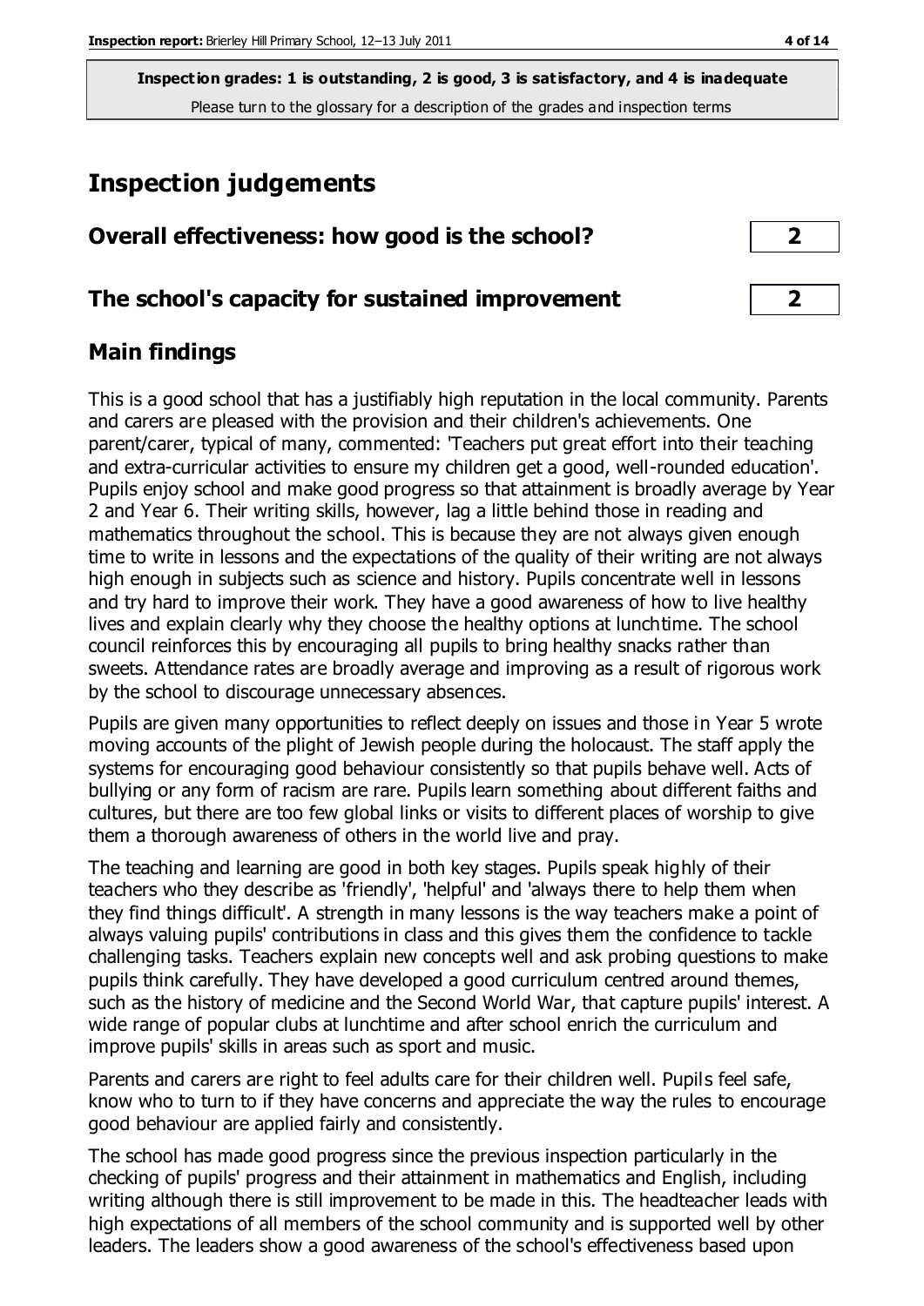**Inspection grades: 1 is outstanding, 2 is good, 3 is satisfactory, and 4 is inadequate**
Please turn to the glossary for a description of the grades and inspection terms

## Inspection judgements

| | |
|---|---|
| **Overall effectiveness: how good is the school?** | **2** |
| **The school's capacity for sustained improvement** | **2** |

### Main findings

This is a good school that has a justifiably high reputation in the local community. Parents and carers are pleased with the provision and their children's achievements. One parent/carer, typical of many, commented: 'Teachers put great effort into their teaching and extra-curricular activities to ensure my children get a good, well-rounded education'. Pupils enjoy school and make good progress so that attainment is broadly average by Year 2 and Year 6. Their writing skills, however, lag a little behind those in reading and mathematics throughout the school. This is because they are not always given enough time to write in lessons and the expectations of the quality of their writing are not always high enough in subjects such as science and history. Pupils concentrate well in lessons and try hard to improve their work. They have a good awareness of how to live healthy lives and explain clearly why they choose the healthy options at lunchtime. The school council reinforces this by encouraging all pupils to bring healthy snacks rather than sweets. Attendance rates are broadly average and improving as a result of rigorous work by the school to discourage unnecessary absences.

Pupils are given many opportunities to reflect deeply on issues and those in Year 5 wrote moving accounts of the plight of Jewish people during the holocaust. The staff apply the systems for encouraging good behaviour consistently so that pupils behave well. Acts of bullying or any form of racism are rare. Pupils learn something about different faiths and cultures, but there are too few global links or visits to different places of worship to give them a thorough awareness of others in the world live and pray.

The teaching and learning are good in both key stages. Pupils speak highly of their teachers who they describe as 'friendly', 'helpful' and 'always there to help them when they find things difficult'. A strength in many lessons is the way teachers make a point of always valuing pupils' contributions in class and this gives them the confidence to tackle challenging tasks. Teachers explain new concepts well and ask probing questions to make pupils think carefully. They have developed a good curriculum centred around themes, such as the history of medicine and the Second World War, that capture pupils' interest. A wide range of popular clubs at lunchtime and after school enrich the curriculum and improve pupils' skills in areas such as sport and music.

Parents and carers are right to feel adults care for their children well. Pupils feel safe, know who to turn to if they have concerns and appreciate the way the rules to encourage good behaviour are applied fairly and consistently.

The school has made good progress since the previous inspection particularly in the checking of pupils' progress and their attainment in mathematics and English, including writing although there is still improvement to be made in this. The headteacher leads with high expectations of all members of the school community and is supported well by other leaders. The leaders show a good awareness of the school's effectiveness based upon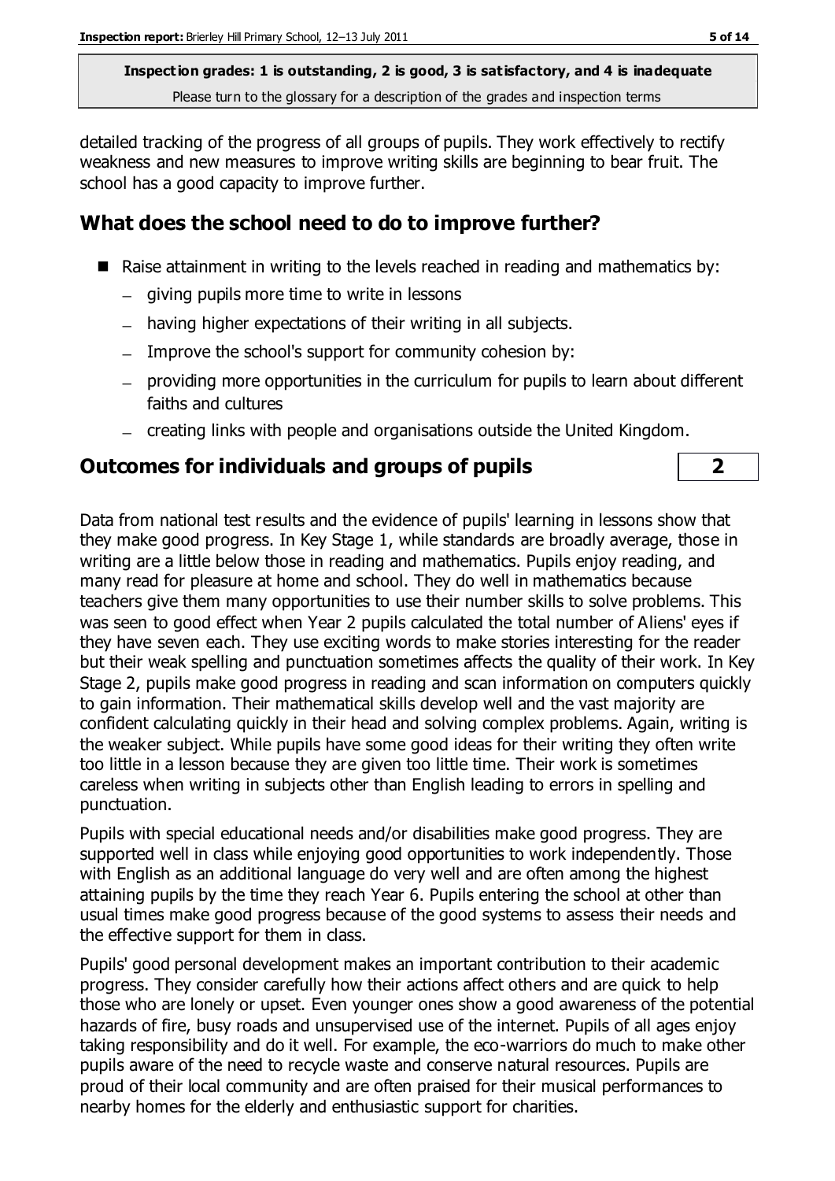detailed tracking of the progress of all groups of pupils. They work effectively to rectify weakness and new measures to improve writing skills are beginning to bear fruit. The school has a good capacity to improve further.

## What does the school need to do to improve further?

- Raise attainment in writing to the levels reached in reading and mathematics by:
  - giving pupils more time to write in lessons
  - having higher expectations of their writing in all subjects.
  - Improve the school's support for community cohesion by:
  - providing more opportunities in the curriculum for pupils to learn about different faiths and cultures
  - creating links with people and organisations outside the United Kingdom.

## Outcomes for individuals and groups of pupils — 2

Data from national test results and the evidence of pupils' learning in lessons show that they make good progress. In Key Stage 1, while standards are broadly average, those in writing are a little below those in reading and mathematics. Pupils enjoy reading, and many read for pleasure at home and school. They do well in mathematics because teachers give them many opportunities to use their number skills to solve problems. This was seen to good effect when Year 2 pupils calculated the total number of Aliens' eyes if they have seven each. They use exciting words to make stories interesting for the reader but their weak spelling and punctuation sometimes affects the quality of their work. In Key Stage 2, pupils make good progress in reading and scan information on computers quickly to gain information. Their mathematical skills develop well and the vast majority are confident calculating quickly in their head and solving complex problems. Again, writing is the weaker subject. While pupils have some good ideas for their writing they often write too little in a lesson because they are given too little time. Their work is sometimes careless when writing in subjects other than English leading to errors in spelling and punctuation.

Pupils with special educational needs and/or disabilities make good progress. They are supported well in class while enjoying good opportunities to work independently. Those with English as an additional language do very well and are often among the highest attaining pupils by the time they reach Year 6. Pupils entering the school at other than usual times make good progress because of the good systems to assess their needs and the effective support for them in class.

Pupils' good personal development makes an important contribution to their academic progress. They consider carefully how their actions affect others and are quick to help those who are lonely or upset. Even younger ones show a good awareness of the potential hazards of fire, busy roads and unsupervised use of the internet. Pupils of all ages enjoy taking responsibility and do it well. For example, the eco-warriors do much to make other pupils aware of the need to recycle waste and conserve natural resources. Pupils are proud of their local community and are often praised for their musical performances to nearby homes for the elderly and enthusiastic support for charities.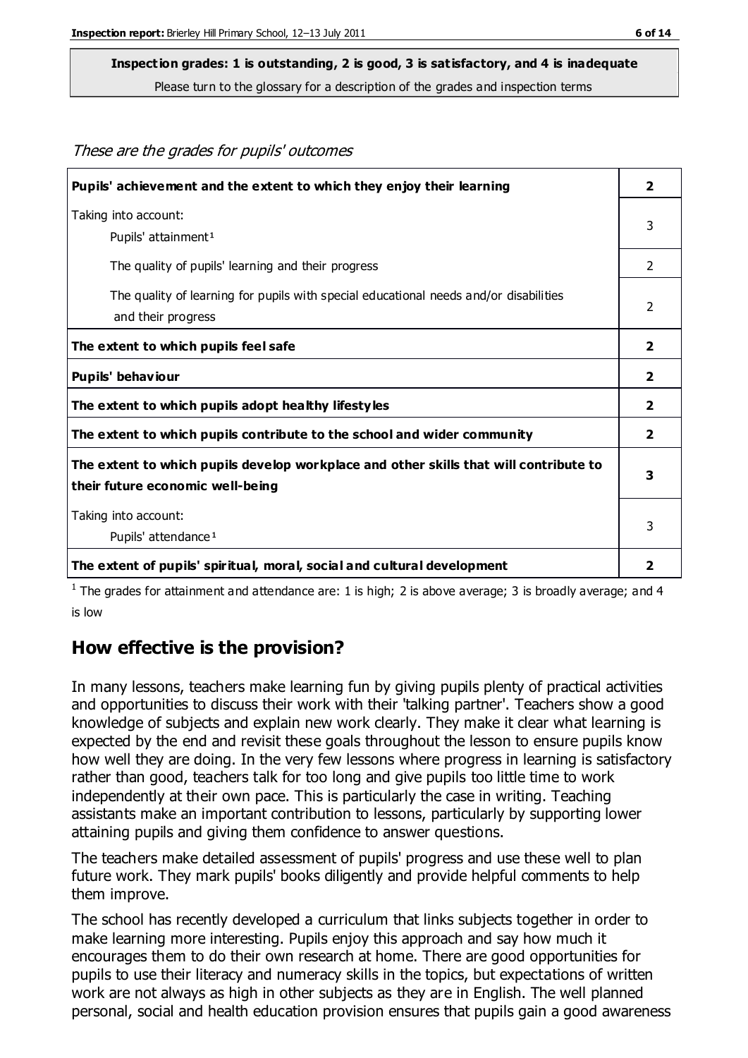**Inspection grades: 1 is outstanding, 2 is good, 3 is satisfactory, and 4 is inadequate**
Please turn to the glossary for a description of the grades and inspection terms

*These are the grades for pupils' outcomes*

| | |
|---|---|
| **Pupils' achievement and the extent to which they enjoy their learning** | **2** |
| Taking into account: Pupils' attainment[1] | 3 |
| The quality of pupils' learning and their progress | 2 |
| The quality of learning for pupils with special educational needs and/or disabilities and their progress | 2 |
| **The extent to which pupils feel safe** | **2** |
| **Pupils' behaviour** | **2** |
| **The extent to which pupils adopt healthy lifestyles** | **2** |
| **The extent to which pupils contribute to the school and wider community** | **2** |
| **The extent to which pupils develop workplace and other skills that will contribute to their future economic well-being** | **3** |
| Taking into account: Pupils' attendance[1] | 3 |
| **The extent of pupils' spiritual, moral, social and cultural development** | **2** |

[1] The grades for attainment and attendance are: 1 is high; 2 is above average; 3 is broadly average; and 4 is low

## How effective is the provision?

In many lessons, teachers make learning fun by giving pupils plenty of practical activities and opportunities to discuss their work with their 'talking partner'. Teachers show a good knowledge of subjects and explain new work clearly. They make it clear what learning is expected by the end and revisit these goals throughout the lesson to ensure pupils know how well they are doing. In the very few lessons where progress in learning is satisfactory rather than good, teachers talk for too long and give pupils too little time to work independently at their own pace. This is particularly the case in writing. Teaching assistants make an important contribution to lessons, particularly by supporting lower attaining pupils and giving them confidence to answer questions.

The teachers make detailed assessment of pupils' progress and use these well to plan future work. They mark pupils' books diligently and provide helpful comments to help them improve.

The school has recently developed a curriculum that links subjects together in order to make learning more interesting. Pupils enjoy this approach and say how much it encourages them to do their own research at home. There are good opportunities for pupils to use their literacy and numeracy skills in the topics, but expectations of written work are not always as high in other subjects as they are in English. The well planned personal, social and health education provision ensures that pupils gain a good awareness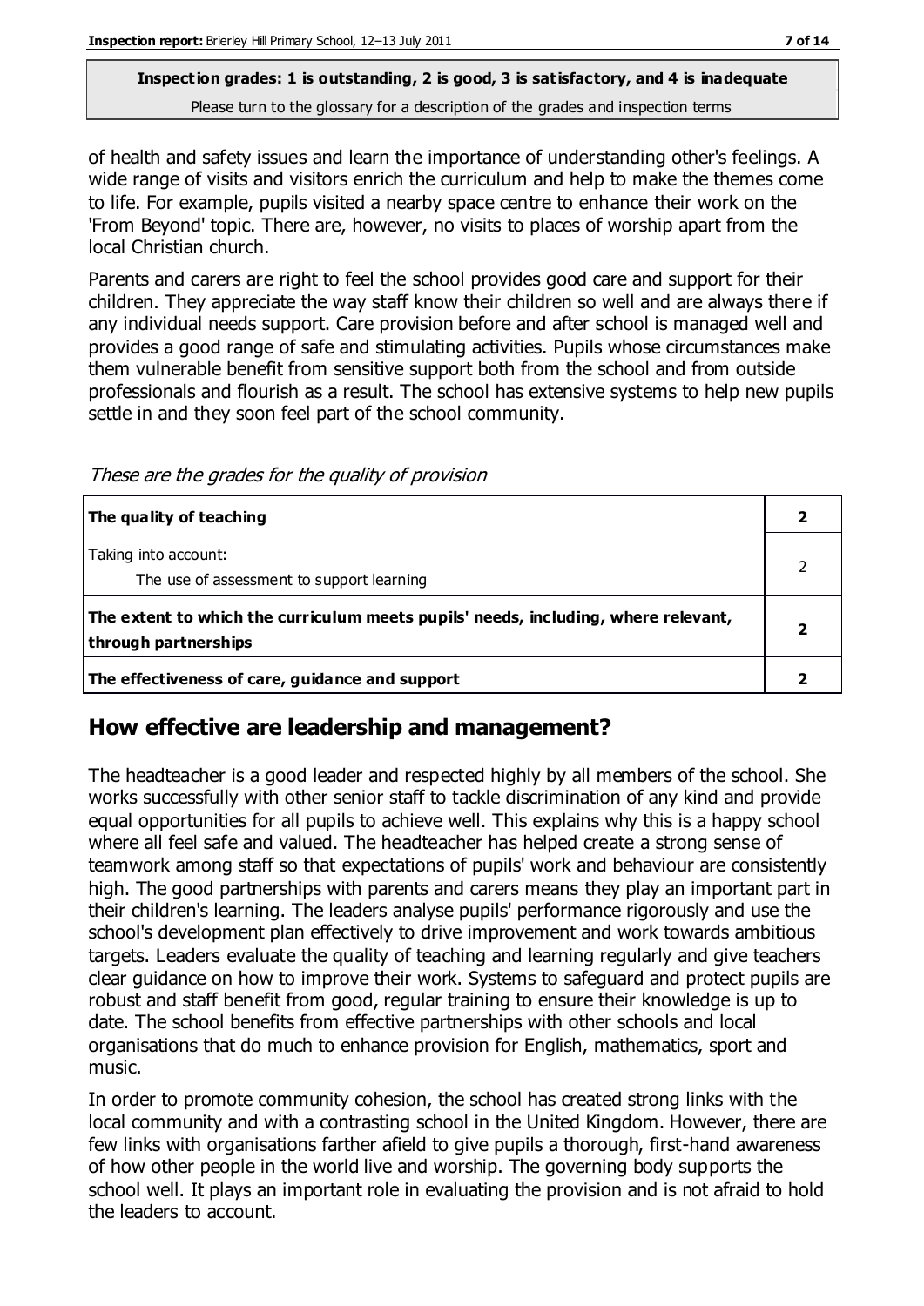**Inspection grades: 1 is outstanding, 2 is good, 3 is satisfactory, and 4 is inadequate**
Please turn to the glossary for a description of the grades and inspection terms

of health and safety issues and learn the importance of understanding other's feelings. A wide range of visits and visitors enrich the curriculum and help to make the themes come to life. For example, pupils visited a nearby space centre to enhance their work on the 'From Beyond' topic. There are, however, no visits to places of worship apart from the local Christian church.

Parents and carers are right to feel the school provides good care and support for their children. They appreciate the way staff know their children so well and are always there if any individual needs support. Care provision before and after school is managed well and provides a good range of safe and stimulating activities. Pupils whose circumstances make them vulnerable benefit from sensitive support both from the school and from outside professionals and flourish as a result. The school has extensive systems to help new pupils settle in and they soon feel part of the school community.

*These are the grades for the quality of provision*

| | |
|---|---|
| **The quality of teaching** | **2** |
| Taking into account:<br>The use of assessment to support learning | 2 |
| **The extent to which the curriculum meets pupils' needs, including, where relevant, through partnerships** | **2** |
| **The effectiveness of care, guidance and support** | **2** |

## How effective are leadership and management?

The headteacher is a good leader and respected highly by all members of the school. She works successfully with other senior staff to tackle discrimination of any kind and provide equal opportunities for all pupils to achieve well. This explains why this is a happy school where all feel safe and valued. The headteacher has helped create a strong sense of teamwork among staff so that expectations of pupils' work and behaviour are consistently high. The good partnerships with parents and carers means they play an important part in their children's learning. The leaders analyse pupils' performance rigorously and use the school's development plan effectively to drive improvement and work towards ambitious targets. Leaders evaluate the quality of teaching and learning regularly and give teachers clear guidance on how to improve their work. Systems to safeguard and protect pupils are robust and staff benefit from good, regular training to ensure their knowledge is up to date. The school benefits from effective partnerships with other schools and local organisations that do much to enhance provision for English, mathematics, sport and music.

In order to promote community cohesion, the school has created strong links with the local community and with a contrasting school in the United Kingdom. However, there are few links with organisations farther afield to give pupils a thorough, first-hand awareness of how other people in the world live and worship. The governing body supports the school well. It plays an important role in evaluating the provision and is not afraid to hold the leaders to account.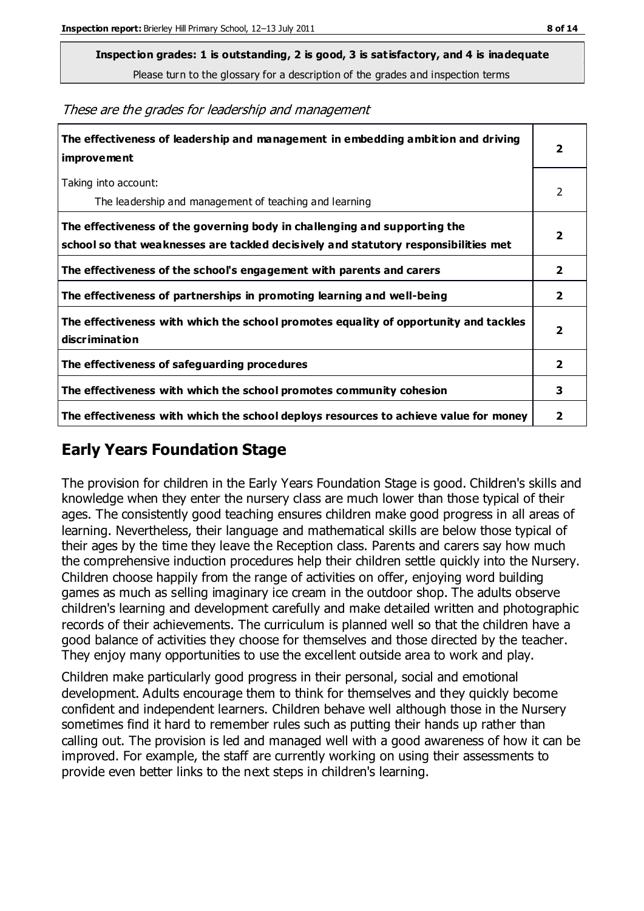**Inspection grades: 1 is outstanding, 2 is good, 3 is satisfactory, and 4 is inadequate**
Please turn to the glossary for a description of the grades and inspection terms

*These are the grades for leadership and management*

| | |
|---|---|
| **The effectiveness of leadership and management in embedding ambition and driving improvement** | **2** |
| Taking into account:<br>The leadership and management of teaching and learning | 2 |
| **The effectiveness of the governing body in challenging and supporting the school so that weaknesses are tackled decisively and statutory responsibilities met** | **2** |
| **The effectiveness of the school's engagement with parents and carers** | **2** |
| **The effectiveness of partnerships in promoting learning and well-being** | **2** |
| **The effectiveness with which the school promotes equality of opportunity and tackles discrimination** | **2** |
| **The effectiveness of safeguarding procedures** | **2** |
| **The effectiveness with which the school promotes community cohesion** | **3** |
| **The effectiveness with which the school deploys resources to achieve value for money** | **2** |

## Early Years Foundation Stage

The provision for children in the Early Years Foundation Stage is good. Children's skills and knowledge when they enter the nursery class are much lower than those typical of their ages. The consistently good teaching ensures children make good progress in all areas of learning. Nevertheless, their language and mathematical skills are below those typical of their ages by the time they leave the Reception class. Parents and carers say how much the comprehensive induction procedures help their children settle quickly into the Nursery. Children choose happily from the range of activities on offer, enjoying word building games as much as selling imaginary ice cream in the outdoor shop. The adults observe children's learning and development carefully and make detailed written and photographic records of their achievements. The curriculum is planned well so that the children have a good balance of activities they choose for themselves and those directed by the teacher. They enjoy many opportunities to use the excellent outside area to work and play.

Children make particularly good progress in their personal, social and emotional development. Adults encourage them to think for themselves and they quickly become confident and independent learners. Children behave well although those in the Nursery sometimes find it hard to remember rules such as putting their hands up rather than calling out. The provision is led and managed well with a good awareness of how it can be improved. For example, the staff are currently working on using their assessments to provide even better links to the next steps in children's learning.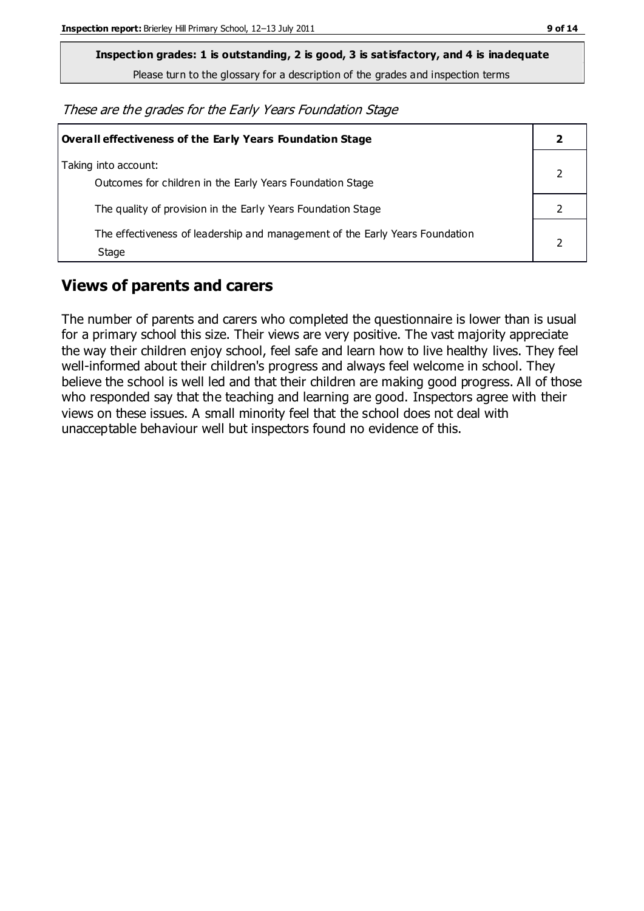**Inspection grades: 1 is outstanding, 2 is good, 3 is satisfactory, and 4 is inadequate**

Please turn to the glossary for a description of the grades and inspection terms

*These are the grades for the Early Years Foundation Stage*

| **Overall effectiveness of the Early Years Foundation Stage** | **2** |
|---|---|
| Taking into account:<br>Outcomes for children in the Early Years Foundation Stage | 2 |
| The quality of provision in the Early Years Foundation Stage | 2 |
| The effectiveness of leadership and management of the Early Years Foundation Stage | 2 |

## Views of parents and carers

The number of parents and carers who completed the questionnaire is lower than is usual for a primary school this size. Their views are very positive. The vast majority appreciate the way their children enjoy school, feel safe and learn how to live healthy lives. They feel well-informed about their children's progress and always feel welcome in school. They believe the school is well led and that their children are making good progress. All of those who responded say that the teaching and learning are good. Inspectors agree with their views on these issues. A small minority feel that the school does not deal with unacceptable behaviour well but inspectors found no evidence of this.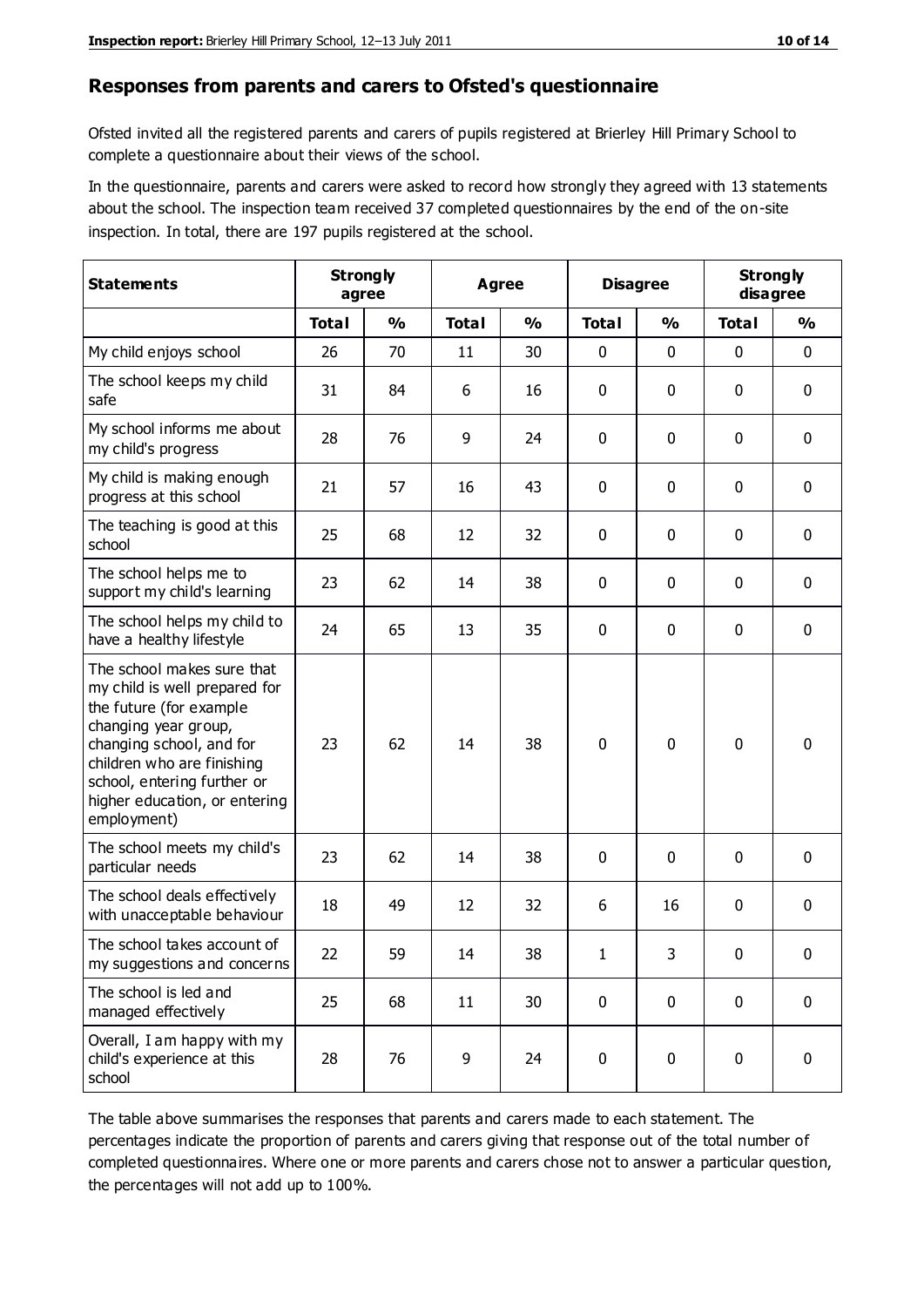## Responses from parents and carers to Ofsted's questionnaire

Ofsted invited all the registered parents and carers of pupils registered at Brierley Hill Primary School to complete a questionnaire about their views of the school.

In the questionnaire, parents and carers were asked to record how strongly they agreed with 13 statements about the school. The inspection team received 37 completed questionnaires by the end of the on-site inspection. In total, there are 197 pupils registered at the school.

| Statements | Strongly agree | | Agree | | Disagree | | Strongly disagree | |
|---|---|---|---|---|---|---|---|---|
| | Total | % | Total | % | Total | % | Total | % |
| My child enjoys school | 26 | 70 | 11 | 30 | 0 | 0 | 0 | 0 |
| The school keeps my child safe | 31 | 84 | 6 | 16 | 0 | 0 | 0 | 0 |
| My school informs me about my child's progress | 28 | 76 | 9 | 24 | 0 | 0 | 0 | 0 |
| My child is making enough progress at this school | 21 | 57 | 16 | 43 | 0 | 0 | 0 | 0 |
| The teaching is good at this school | 25 | 68 | 12 | 32 | 0 | 0 | 0 | 0 |
| The school helps me to support my child's learning | 23 | 62 | 14 | 38 | 0 | 0 | 0 | 0 |
| The school helps my child to have a healthy lifestyle | 24 | 65 | 13 | 35 | 0 | 0 | 0 | 0 |
| The school makes sure that my child is well prepared for the future (for example changing year group, changing school, and for children who are finishing school, entering further or higher education, or entering employment) | 23 | 62 | 14 | 38 | 0 | 0 | 0 | 0 |
| The school meets my child's particular needs | 23 | 62 | 14 | 38 | 0 | 0 | 0 | 0 |
| The school deals effectively with unacceptable behaviour | 18 | 49 | 12 | 32 | 6 | 16 | 0 | 0 |
| The school takes account of my suggestions and concerns | 22 | 59 | 14 | 38 | 1 | 3 | 0 | 0 |
| The school is led and managed effectively | 25 | 68 | 11 | 30 | 0 | 0 | 0 | 0 |
| Overall, I am happy with my child's experience at this school | 28 | 76 | 9 | 24 | 0 | 0 | 0 | 0 |

The table above summarises the responses that parents and carers made to each statement. The percentages indicate the proportion of parents and carers giving that response out of the total number of completed questionnaires. Where one or more parents and carers chose not to answer a particular question, the percentages will not add up to 100%.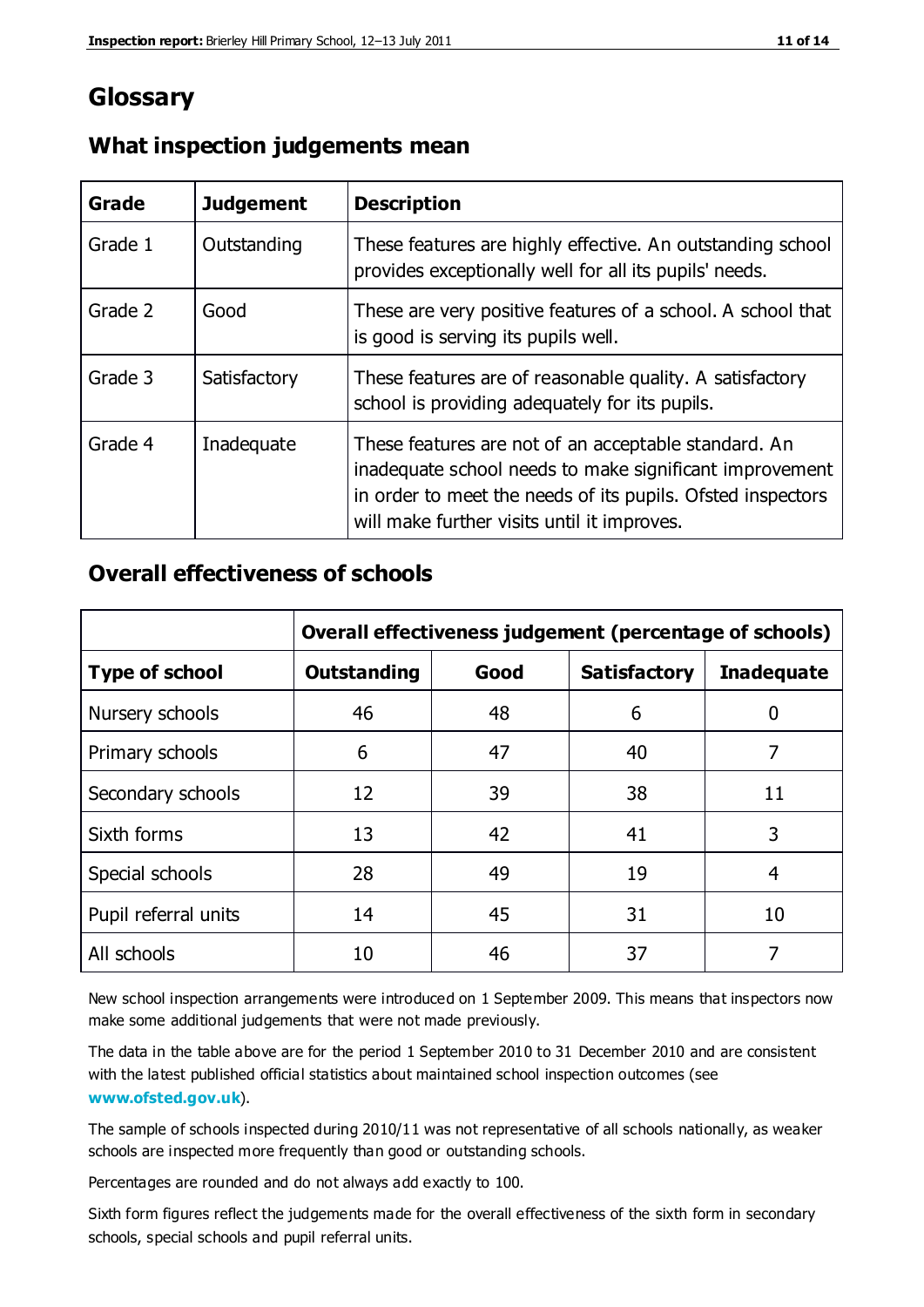# Glossary

## What inspection judgements mean

| Grade | Judgement | Description |
|---|---|---|
| Grade 1 | Outstanding | These features are highly effective. An outstanding school provides exceptionally well for all its pupils' needs. |
| Grade 2 | Good | These are very positive features of a school. A school that is good is serving its pupils well. |
| Grade 3 | Satisfactory | These features are of reasonable quality. A satisfactory school is providing adequately for its pupils. |
| Grade 4 | Inadequate | These features are not of an acceptable standard. An inadequate school needs to make significant improvement in order to meet the needs of its pupils. Ofsted inspectors will make further visits until it improves. |

## Overall effectiveness of schools

| | Overall effectiveness judgement (percentage of schools) | | | |
|---|---|---|---|---|
| **Type of school** | **Outstanding** | **Good** | **Satisfactory** | **Inadequate** |
| Nursery schools | 46 | 48 | 6 | 0 |
| Primary schools | 6 | 47 | 40 | 7 |
| Secondary schools | 12 | 39 | 38 | 11 |
| Sixth forms | 13 | 42 | 41 | 3 |
| Special schools | 28 | 49 | 19 | 4 |
| Pupil referral units | 14 | 45 | 31 | 10 |
| All schools | 10 | 46 | 37 | 7 |

New school inspection arrangements were introduced on 1 September 2009. This means that inspectors now make some additional judgements that were not made previously.

The data in the table above are for the period 1 September 2010 to 31 December 2010 and are consistent with the latest published official statistics about maintained school inspection outcomes (see **www.ofsted.gov.uk**).

The sample of schools inspected during 2010/11 was not representative of all schools nationally, as weaker schools are inspected more frequently than good or outstanding schools.

Percentages are rounded and do not always add exactly to 100.

Sixth form figures reflect the judgements made for the overall effectiveness of the sixth form in secondary schools, special schools and pupil referral units.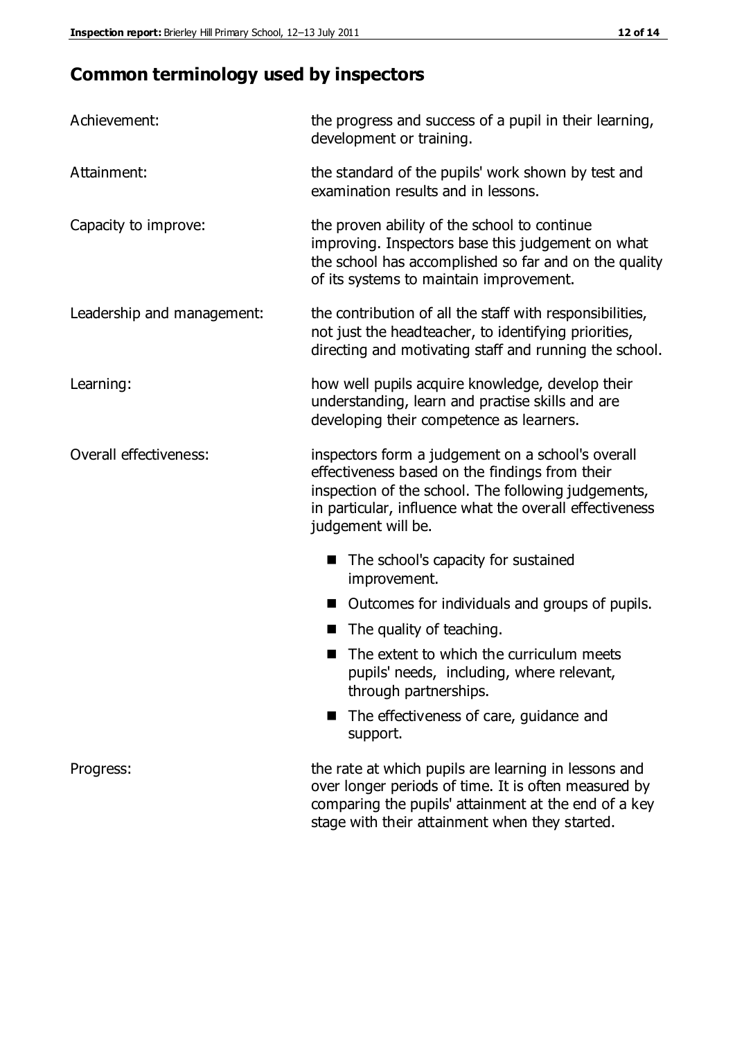## Common terminology used by inspectors

| | |
|---|---|
| Achievement: | the progress and success of a pupil in their learning, development or training. |
| Attainment: | the standard of the pupils' work shown by test and examination results and in lessons. |
| Capacity to improve: | the proven ability of the school to continue improving. Inspectors base this judgement on what the school has accomplished so far and on the quality of its systems to maintain improvement. |
| Leadership and management: | the contribution of all the staff with responsibilities, not just the headteacher, to identifying priorities, directing and motivating staff and running the school. |
| Learning: | how well pupils acquire knowledge, develop their understanding, learn and practise skills and are developing their competence as learners. |
| Overall effectiveness: | inspectors form a judgement on a school's overall effectiveness based on the findings from their inspection of the school. The following judgements, in particular, influence what the overall effectiveness judgement will be.<br>■ The school's capacity for sustained improvement.<br>■ Outcomes for individuals and groups of pupils.<br>■ The quality of teaching.<br>■ The extent to which the curriculum meets pupils' needs, including, where relevant, through partnerships.<br>■ The effectiveness of care, guidance and support. |
| Progress: | the rate at which pupils are learning in lessons and over longer periods of time. It is often measured by comparing the pupils' attainment at the end of a key stage with their attainment when they started. |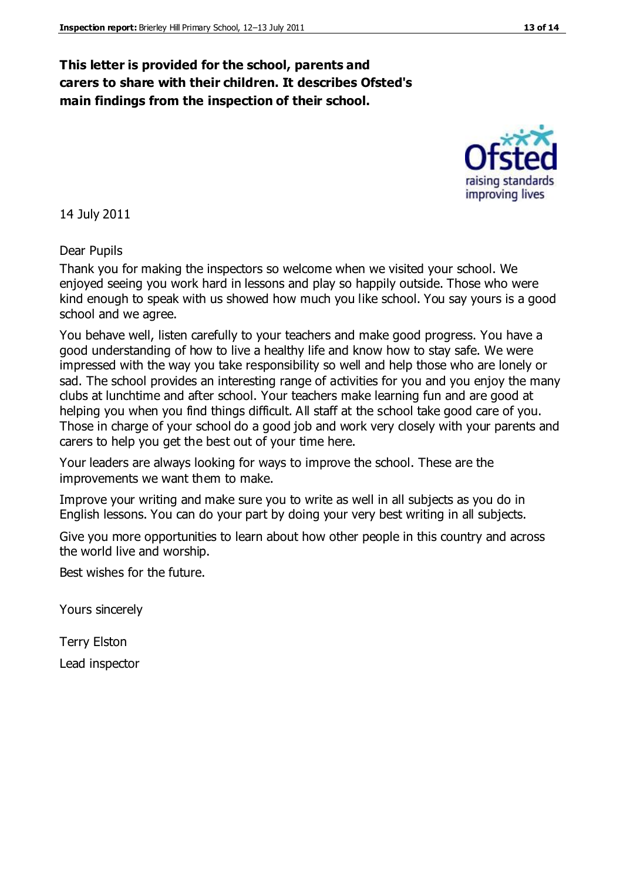**This letter is provided for the school, parents and carers to share with their children. It describes Ofsted's main findings from the inspection of their school.**

14 July 2011

Dear Pupils

Thank you for making the inspectors so welcome when we visited your school. We enjoyed seeing you work hard in lessons and play so happily outside. Those who were kind enough to speak with us showed how much you like school. You say yours is a good school and we agree.

You behave well, listen carefully to your teachers and make good progress. You have a good understanding of how to live a healthy life and know how to stay safe. We were impressed with the way you take responsibility so well and help those who are lonely or sad. The school provides an interesting range of activities for you and you enjoy the many clubs at lunchtime and after school. Your teachers make learning fun and are good at helping you when you find things difficult. All staff at the school take good care of you. Those in charge of your school do a good job and work very closely with your parents and carers to help you get the best out of your time here.

Your leaders are always looking for ways to improve the school. These are the improvements we want them to make.

Improve your writing and make sure you to write as well in all subjects as you do in English lessons. You can do your part by doing your very best writing in all subjects.

Give you more opportunities to learn about how other people in this country and across the world live and worship.

Best wishes for the future.

Yours sincerely

Terry Elston

Lead inspector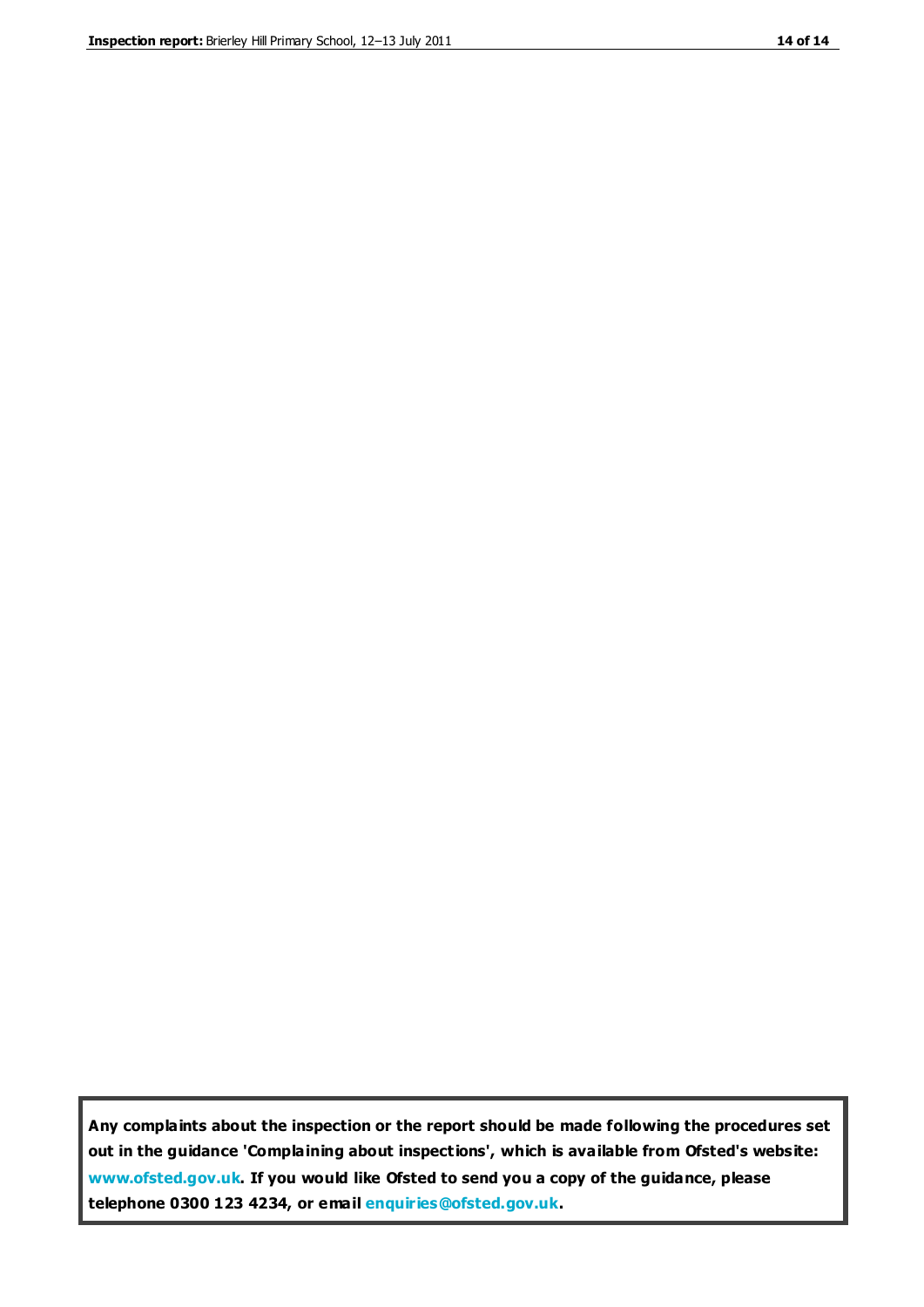**Any complaints about the inspection or the report should be made following the procedures set out in the guidance 'Complaining about inspections', which is available from Ofsted's website: www.ofsted.gov.uk. If you would like Ofsted to send you a copy of the guidance, please telephone 0300 123 4234, or email enquiries@ofsted.gov.uk.**